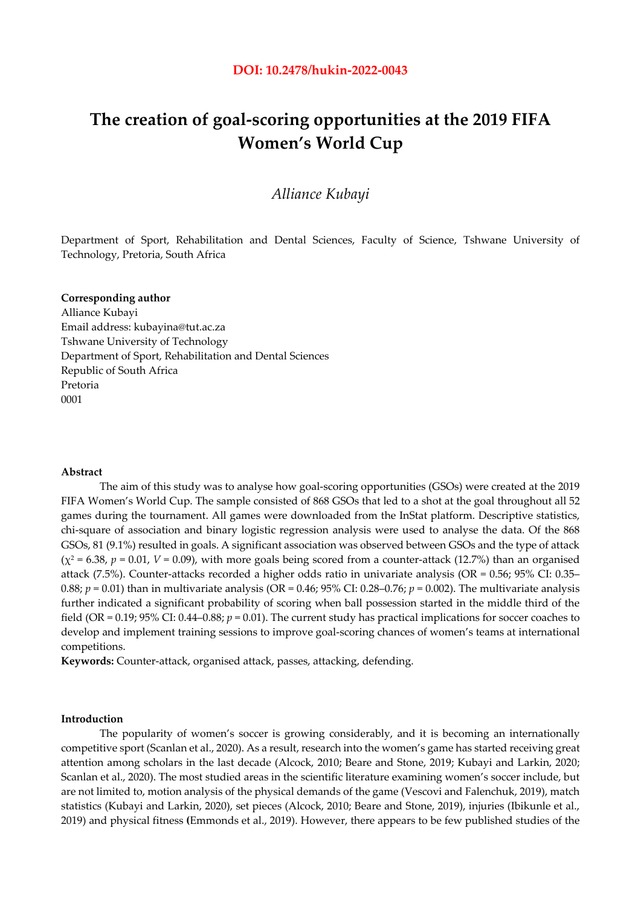**DOI: 10.2478/hukin-2022-0043**

# The creation of goal-scoring opportunities at the 2019 FIFA Women's World Cup

*Alliance Kubayi*

Department of Sport, Rehabilitation and Dental Sciences, Faculty of Science, Tshwane University of Technology, Pretoria, South Africa

**Corresponding author**
Alliance Kubayi
Email address: kubayina@tut.ac.za
Tshwane University of Technology
Department of Sport, Rehabilitation and Dental Sciences
Republic of South Africa
Pretoria
0001

**Abstract**

The aim of this study was to analyse how goal-scoring opportunities (GSOs) were created at the 2019 FIFA Women's World Cup. The sample consisted of 868 GSOs that led to a shot at the goal throughout all 52 games during the tournament. All games were downloaded from the InStat platform. Descriptive statistics, chi-square of association and binary logistic regression analysis were used to analyse the data. Of the 868 GSOs, 81 (9.1%) resulted in goals. A significant association was observed between GSOs and the type of attack ($\chi^2 = 6.38$, $p = 0.01$, $V = 0.09$), with more goals being scored from a counter-attack (12.7%) than an organised attack (7.5%). Counter-attacks recorded a higher odds ratio in univariate analysis (OR = 0.56; 95% CI: 0.35–0.88; $p = 0.01$) than in multivariate analysis (OR = 0.46; 95% CI: 0.28–0.76; $p = 0.002$). The multivariate analysis further indicated a significant probability of scoring when ball possession started in the middle third of the field (OR = 0.19; 95% CI: 0.44–0.88; $p = 0.01$). The current study has practical implications for soccer coaches to develop and implement training sessions to improve goal-scoring chances of women's teams at international competitions.

**Keywords:** Counter-attack, organised attack, passes, attacking, defending.

## Introduction

The popularity of women's soccer is growing considerably, and it is becoming an internationally competitive sport (Scanlan et al., 2020). As a result, research into the women's game has started receiving great attention among scholars in the last decade (Alcock, 2010; Beare and Stone, 2019; Kubayi and Larkin, 2020; Scanlan et al., 2020). The most studied areas in the scientific literature examining women's soccer include, but are not limited to, motion analysis of the physical demands of the game (Vescovi and Falenchuk, 2019), match statistics (Kubayi and Larkin, 2020), set pieces (Alcock, 2010; Beare and Stone, 2019), injuries (Ibikunle et al., 2019) and physical fitness **(**Emmonds et al., 2019). However, there appears to be few published studies of the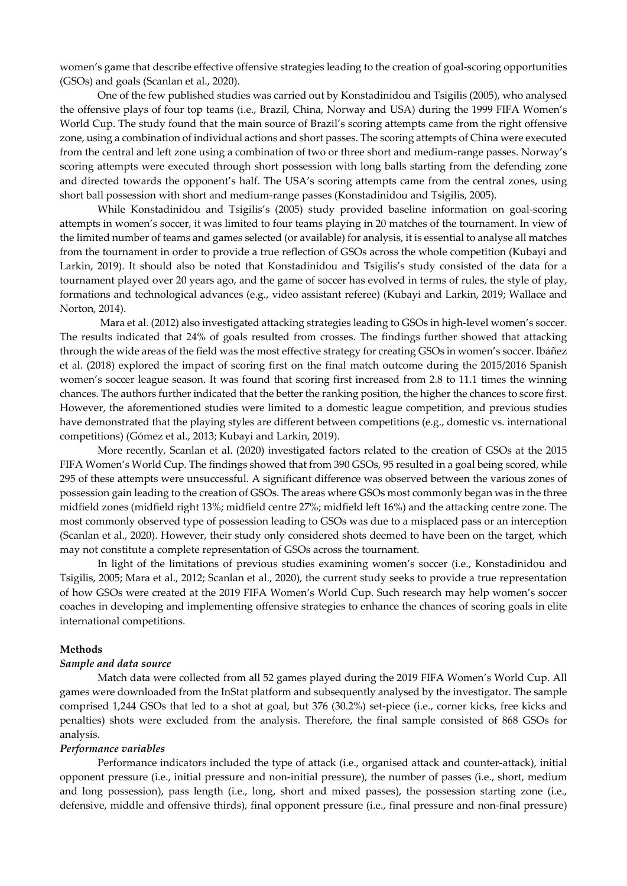women's game that describe effective offensive strategies leading to the creation of goal-scoring opportunities (GSOs) and goals (Scanlan et al., 2020).

One of the few published studies was carried out by Konstadinidou and Tsigilis (2005), who analysed the offensive plays of four top teams (i.e., Brazil, China, Norway and USA) during the 1999 FIFA Women's World Cup. The study found that the main source of Brazil's scoring attempts came from the right offensive zone, using a combination of individual actions and short passes. The scoring attempts of China were executed from the central and left zone using a combination of two or three short and medium-range passes. Norway's scoring attempts were executed through short possession with long balls starting from the defending zone and directed towards the opponent's half. The USA's scoring attempts came from the central zones, using short ball possession with short and medium-range passes (Konstadinidou and Tsigilis, 2005).

While Konstadinidou and Tsigilis's (2005) study provided baseline information on goal-scoring attempts in women's soccer, it was limited to four teams playing in 20 matches of the tournament. In view of the limited number of teams and games selected (or available) for analysis, it is essential to analyse all matches from the tournament in order to provide a true reflection of GSOs across the whole competition (Kubayi and Larkin, 2019). It should also be noted that Konstadinidou and Tsigilis's study consisted of the data for a tournament played over 20 years ago, and the game of soccer has evolved in terms of rules, the style of play, formations and technological advances (e.g., video assistant referee) (Kubayi and Larkin, 2019; Wallace and Norton, 2014).

Mara et al. (2012) also investigated attacking strategies leading to GSOs in high-level women's soccer. The results indicated that 24% of goals resulted from crosses. The findings further showed that attacking through the wide areas of the field was the most effective strategy for creating GSOs in women's soccer. Ibáñez et al. (2018) explored the impact of scoring first on the final match outcome during the 2015/2016 Spanish women's soccer league season. It was found that scoring first increased from 2.8 to 11.1 times the winning chances. The authors further indicated that the better the ranking position, the higher the chances to score first. However, the aforementioned studies were limited to a domestic league competition, and previous studies have demonstrated that the playing styles are different between competitions (e.g., domestic vs. international competitions) (Gómez et al., 2013; Kubayi and Larkin, 2019).

More recently, Scanlan et al. (2020) investigated factors related to the creation of GSOs at the 2015 FIFA Women's World Cup. The findings showed that from 390 GSOs, 95 resulted in a goal being scored, while 295 of these attempts were unsuccessful. A significant difference was observed between the various zones of possession gain leading to the creation of GSOs. The areas where GSOs most commonly began was in the three midfield zones (midfield right 13%; midfield centre 27%; midfield left 16%) and the attacking centre zone. The most commonly observed type of possession leading to GSOs was due to a misplaced pass or an interception (Scanlan et al., 2020). However, their study only considered shots deemed to have been on the target, which may not constitute a complete representation of GSOs across the tournament.

In light of the limitations of previous studies examining women's soccer (i.e., Konstadinidou and Tsigilis, 2005; Mara et al., 2012; Scanlan et al., 2020), the current study seeks to provide a true representation of how GSOs were created at the 2019 FIFA Women's World Cup. Such research may help women's soccer coaches in developing and implementing offensive strategies to enhance the chances of scoring goals in elite international competitions.

## Methods

### *Sample and data source*

Match data were collected from all 52 games played during the 2019 FIFA Women's World Cup. All games were downloaded from the InStat platform and subsequently analysed by the investigator. The sample comprised 1,244 GSOs that led to a shot at goal, but 376 (30.2%) set-piece (i.e., corner kicks, free kicks and penalties) shots were excluded from the analysis. Therefore, the final sample consisted of 868 GSOs for analysis.

### *Performance variables*

Performance indicators included the type of attack (i.e., organised attack and counter-attack), initial opponent pressure (i.e., initial pressure and non-initial pressure), the number of passes (i.e., short, medium and long possession), pass length (i.e., long, short and mixed passes), the possession starting zone (i.e., defensive, middle and offensive thirds), final opponent pressure (i.e., final pressure and non-final pressure)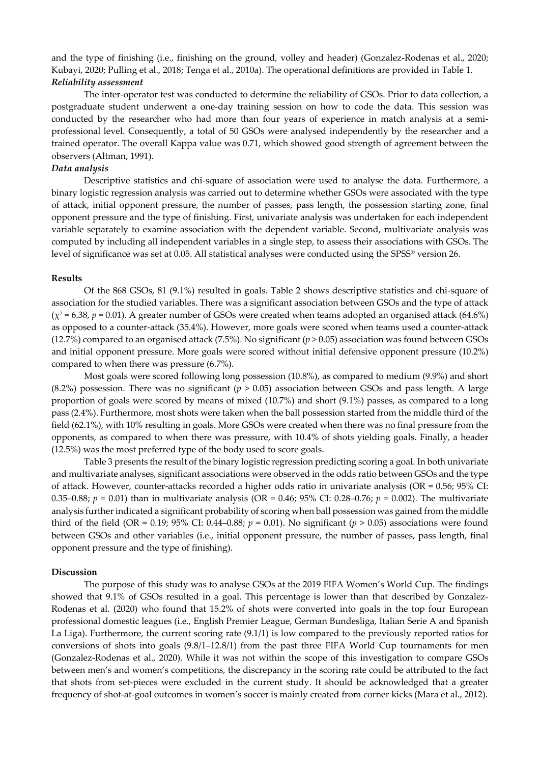and the type of finishing (i.e., finishing on the ground, volley and header) (Gonzalez-Rodenas et al., 2020; Kubayi, 2020; Pulling et al., 2018; Tenga et al., 2010a). The operational definitions are provided in Table 1.

***Reliability assessment***

The inter-operator test was conducted to determine the reliability of GSOs. Prior to data collection, a postgraduate student underwent a one-day training session on how to code the data. This session was conducted by the researcher who had more than four years of experience in match analysis at a semi-professional level. Consequently, a total of 50 GSOs were analysed independently by the researcher and a trained operator. The overall Kappa value was 0.71, which showed good strength of agreement between the observers (Altman, 1991).

***Data analysis***

Descriptive statistics and chi-square of association were used to analyse the data. Furthermore, a binary logistic regression analysis was carried out to determine whether GSOs were associated with the type of attack, initial opponent pressure, the number of passes, pass length, the possession starting zone, final opponent pressure and the type of finishing. First, univariate analysis was undertaken for each independent variable separately to examine association with the dependent variable. Second, multivariate analysis was computed by including all independent variables in a single step, to assess their associations with GSOs. The level of significance was set at 0.05. All statistical analyses were conducted using the SPSS® version 26.

**Results**

Of the 868 GSOs, 81 (9.1%) resulted in goals. Table 2 shows descriptive statistics and chi-square of association for the studied variables. There was a significant association between GSOs and the type of attack ($\chi^2 = 6.38$, $p = 0.01$). A greater number of GSOs were created when teams adopted an organised attack (64.6%) as opposed to a counter-attack (35.4%). However, more goals were scored when teams used a counter-attack (12.7%) compared to an organised attack (7.5%). No significant ($p > 0.05$) association was found between GSOs and initial opponent pressure. More goals were scored without initial defensive opponent pressure (10.2%) compared to when there was pressure (6.7%).

Most goals were scored following long possession (10.8%), as compared to medium (9.9%) and short (8.2%) possession. There was no significant ($p > 0.05$) association between GSOs and pass length. A large proportion of goals were scored by means of mixed (10.7%) and short (9.1%) passes, as compared to a long pass (2.4%). Furthermore, most shots were taken when the ball possession started from the middle third of the field (62.1%), with 10% resulting in goals. More GSOs were created when there was no final pressure from the opponents, as compared to when there was pressure, with 10.4% of shots yielding goals. Finally, a header (12.5%) was the most preferred type of the body used to score goals.

Table 3 presents the result of the binary logistic regression predicting scoring a goal. In both univariate and multivariate analyses, significant associations were observed in the odds ratio between GSOs and the type of attack. However, counter-attacks recorded a higher odds ratio in univariate analysis (OR = 0.56; 95% CI: 0.35–0.88; $p = 0.01$) than in multivariate analysis (OR = 0.46; 95% CI: 0.28–0.76; $p = 0.002$). The multivariate analysis further indicated a significant probability of scoring when ball possession was gained from the middle third of the field (OR = 0.19; 95% CI: 0.44–0.88; $p = 0.01$). No significant ($p > 0.05$) associations were found between GSOs and other variables (i.e., initial opponent pressure, the number of passes, pass length, final opponent pressure and the type of finishing).

**Discussion**

The purpose of this study was to analyse GSOs at the 2019 FIFA Women's World Cup. The findings showed that 9.1% of GSOs resulted in a goal. This percentage is lower than that described by Gonzalez-Rodenas et al. (2020) who found that 15.2% of shots were converted into goals in the top four European professional domestic leagues (i.e., English Premier League, German Bundesliga, Italian Serie A and Spanish La Liga). Furthermore, the current scoring rate (9.1/1) is low compared to the previously reported ratios for conversions of shots into goals (9.8/1–12.8/1) from the past three FIFA World Cup tournaments for men (Gonzalez-Rodenas et al., 2020). While it was not within the scope of this investigation to compare GSOs between men's and women's competitions, the discrepancy in the scoring rate could be attributed to the fact that shots from set-pieces were excluded in the current study. It should be acknowledged that a greater frequency of shot-at-goal outcomes in women's soccer is mainly created from corner kicks (Mara et al., 2012).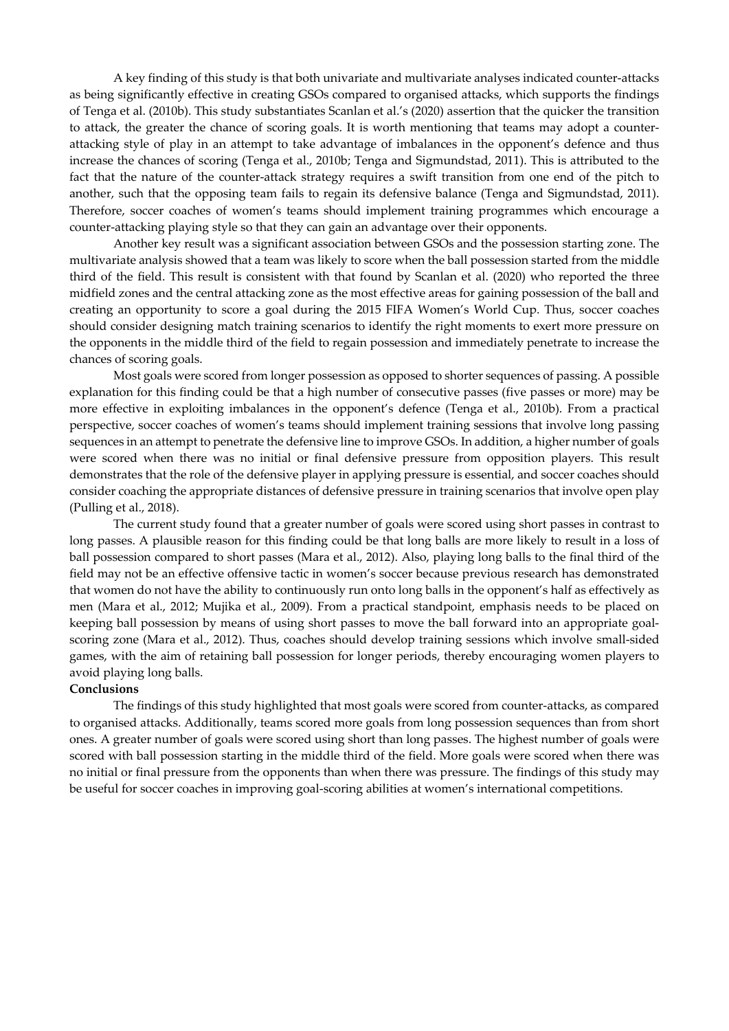A key finding of this study is that both univariate and multivariate analyses indicated counter-attacks as being significantly effective in creating GSOs compared to organised attacks, which supports the findings of Tenga et al. (2010b). This study substantiates Scanlan et al.'s (2020) assertion that the quicker the transition to attack, the greater the chance of scoring goals. It is worth mentioning that teams may adopt a counter-attacking style of play in an attempt to take advantage of imbalances in the opponent's defence and thus increase the chances of scoring (Tenga et al., 2010b; Tenga and Sigmundstad, 2011). This is attributed to the fact that the nature of the counter-attack strategy requires a swift transition from one end of the pitch to another, such that the opposing team fails to regain its defensive balance (Tenga and Sigmundstad, 2011). Therefore, soccer coaches of women's teams should implement training programmes which encourage a counter-attacking playing style so that they can gain an advantage over their opponents.

Another key result was a significant association between GSOs and the possession starting zone. The multivariate analysis showed that a team was likely to score when the ball possession started from the middle third of the field. This result is consistent with that found by Scanlan et al. (2020) who reported the three midfield zones and the central attacking zone as the most effective areas for gaining possession of the ball and creating an opportunity to score a goal during the 2015 FIFA Women's World Cup. Thus, soccer coaches should consider designing match training scenarios to identify the right moments to exert more pressure on the opponents in the middle third of the field to regain possession and immediately penetrate to increase the chances of scoring goals.

Most goals were scored from longer possession as opposed to shorter sequences of passing. A possible explanation for this finding could be that a high number of consecutive passes (five passes or more) may be more effective in exploiting imbalances in the opponent's defence (Tenga et al., 2010b). From a practical perspective, soccer coaches of women's teams should implement training sessions that involve long passing sequences in an attempt to penetrate the defensive line to improve GSOs. In addition, a higher number of goals were scored when there was no initial or final defensive pressure from opposition players. This result demonstrates that the role of the defensive player in applying pressure is essential, and soccer coaches should consider coaching the appropriate distances of defensive pressure in training scenarios that involve open play (Pulling et al., 2018).

The current study found that a greater number of goals were scored using short passes in contrast to long passes. A plausible reason for this finding could be that long balls are more likely to result in a loss of ball possession compared to short passes (Mara et al., 2012). Also, playing long balls to the final third of the field may not be an effective offensive tactic in women's soccer because previous research has demonstrated that women do not have the ability to continuously run onto long balls in the opponent's half as effectively as men (Mara et al., 2012; Mujika et al., 2009). From a practical standpoint, emphasis needs to be placed on keeping ball possession by means of using short passes to move the ball forward into an appropriate goal-scoring zone (Mara et al., 2012). Thus, coaches should develop training sessions which involve small-sided games, with the aim of retaining ball possession for longer periods, thereby encouraging women players to avoid playing long balls.

## Conclusions

The findings of this study highlighted that most goals were scored from counter-attacks, as compared to organised attacks. Additionally, teams scored more goals from long possession sequences than from short ones. A greater number of goals were scored using short than long passes. The highest number of goals were scored with ball possession starting in the middle third of the field. More goals were scored when there was no initial or final pressure from the opponents than when there was pressure. The findings of this study may be useful for soccer coaches in improving goal-scoring abilities at women's international competitions.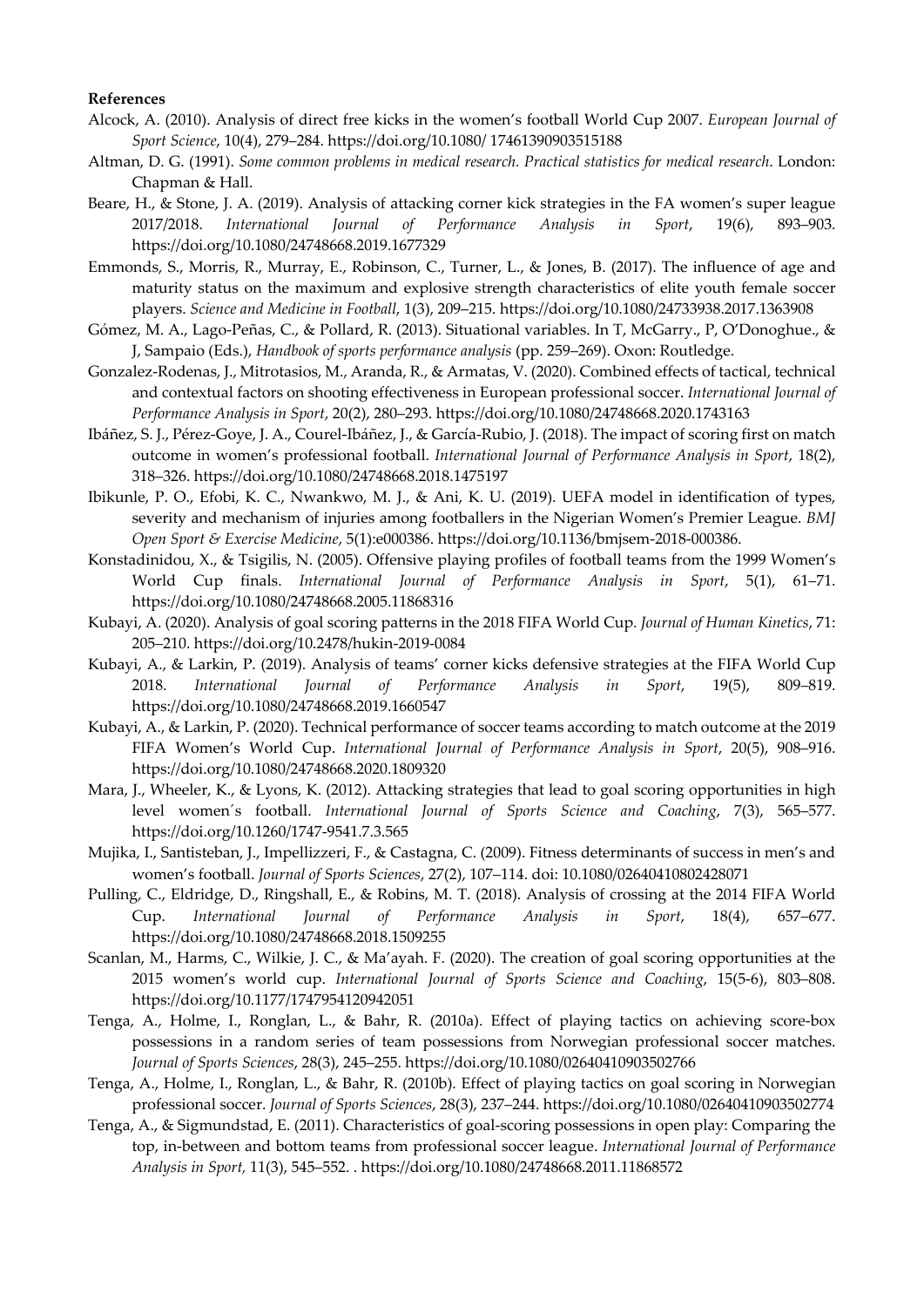**References**

Alcock, A. (2010). Analysis of direct free kicks in the women's football World Cup 2007. *European Journal of Sport Science*, 10(4), 279–284. https://doi.org/10.1080/ 17461390903515188

Altman, D. G. (1991). *Some common problems in medical research. Practical statistics for medical research*. London: Chapman & Hall.

Beare, H., & Stone, J. A. (2019). Analysis of attacking corner kick strategies in the FA women's super league 2017/2018. *International Journal of Performance Analysis in Sport*, 19(6), 893–903. https://doi.org/10.1080/24748668.2019.1677329

Emmonds, S., Morris, R., Murray, E., Robinson, C., Turner, L., & Jones, B. (2017). The influence of age and maturity status on the maximum and explosive strength characteristics of elite youth female soccer players. *Science and Medicine in Football*, 1(3), 209–215. https://doi.org/10.1080/24733938.2017.1363908

Gómez, M. A., Lago-Peñas, C., & Pollard, R. (2013). Situational variables. In T, McGarry., P, O'Donoghue., & J, Sampaio (Eds.), *Handbook of sports performance analysis* (pp. 259–269). Oxon: Routledge.

Gonzalez-Rodenas, J., Mitrotasios, M., Aranda, R., & Armatas, V. (2020). Combined effects of tactical, technical and contextual factors on shooting effectiveness in European professional soccer. *International Journal of Performance Analysis in Sport*, 20(2), 280–293. https://doi.org/10.1080/24748668.2020.1743163

Ibáñez, S. J., Pérez-Goye, J. A., Courel-Ibáñez, J., & García-Rubio, J. (2018). The impact of scoring first on match outcome in women's professional football. *International Journal of Performance Analysis in Sport*, 18(2), 318–326. https://doi.org/10.1080/24748668.2018.1475197

Ibikunle, P. O., Efobi, K. C., Nwankwo, M. J., & Ani, K. U. (2019). UEFA model in identification of types, severity and mechanism of injuries among footballers in the Nigerian Women's Premier League. *BMJ Open Sport & Exercise Medicine*, 5(1):e000386. https://doi.org/10.1136/bmjsem-2018-000386.

Konstadinidou, X., & Tsigilis, N. (2005). Offensive playing profiles of football teams from the 1999 Women's World Cup finals. *International Journal of Performance Analysis in Sport*, 5(1), 61–71. https://doi.org/10.1080/24748668.2005.11868316

Kubayi, A. (2020). Analysis of goal scoring patterns in the 2018 FIFA World Cup. *Journal of Human Kinetics*, 71: 205–210. https://doi.org/10.2478/hukin-2019-0084

Kubayi, A., & Larkin, P. (2019). Analysis of teams' corner kicks defensive strategies at the FIFA World Cup 2018. *International Journal of Performance Analysis in Sport*, 19(5), 809–819. https://doi.org/10.1080/24748668.2019.1660547

Kubayi, A., & Larkin, P. (2020). Technical performance of soccer teams according to match outcome at the 2019 FIFA Women's World Cup. *International Journal of Performance Analysis in Sport*, 20(5), 908–916. https://doi.org/10.1080/24748668.2020.1809320

Mara, J., Wheeler, K., & Lyons, K. (2012). Attacking strategies that lead to goal scoring opportunities in high level women´s football. *International Journal of Sports Science and Coaching*, 7(3), 565–577. https://doi.org/10.1260/1747-9541.7.3.565

Mujika, I., Santisteban, J., Impellizzeri, F., & Castagna, C. (2009). Fitness determinants of success in men's and women's football. *Journal of Sports Sciences*, 27(2), 107–114. doi: 10.1080/02640410802428071

Pulling, C., Eldridge, D., Ringshall, E., & Robins, M. T. (2018). Analysis of crossing at the 2014 FIFA World Cup. *International Journal of Performance Analysis in Sport*, 18(4), 657–677. https://doi.org/10.1080/24748668.2018.1509255

Scanlan, M., Harms, C., Wilkie, J. C., & Ma'ayah. F. (2020). The creation of goal scoring opportunities at the 2015 women's world cup. *International Journal of Sports Science and Coaching*, 15(5-6), 803–808. https://doi.org/10.1177/1747954120942051

Tenga, A., Holme, I., Ronglan, L., & Bahr, R. (2010a). Effect of playing tactics on achieving score-box possessions in a random series of team possessions from Norwegian professional soccer matches. *Journal of Sports Sciences*, 28(3), 245–255. https://doi.org/10.1080/02640410903502766

Tenga, A., Holme, I., Ronglan, L., & Bahr, R. (2010b). Effect of playing tactics on goal scoring in Norwegian professional soccer. *Journal of Sports Sciences*, 28(3), 237–244. https://doi.org/10.1080/02640410903502774

Tenga, A., & Sigmundstad, E. (2011). Characteristics of goal-scoring possessions in open play: Comparing the top, in-between and bottom teams from professional soccer league. *International Journal of Performance Analysis in Sport*, 11(3), 545–552. . https://doi.org/10.1080/24748668.2011.11868572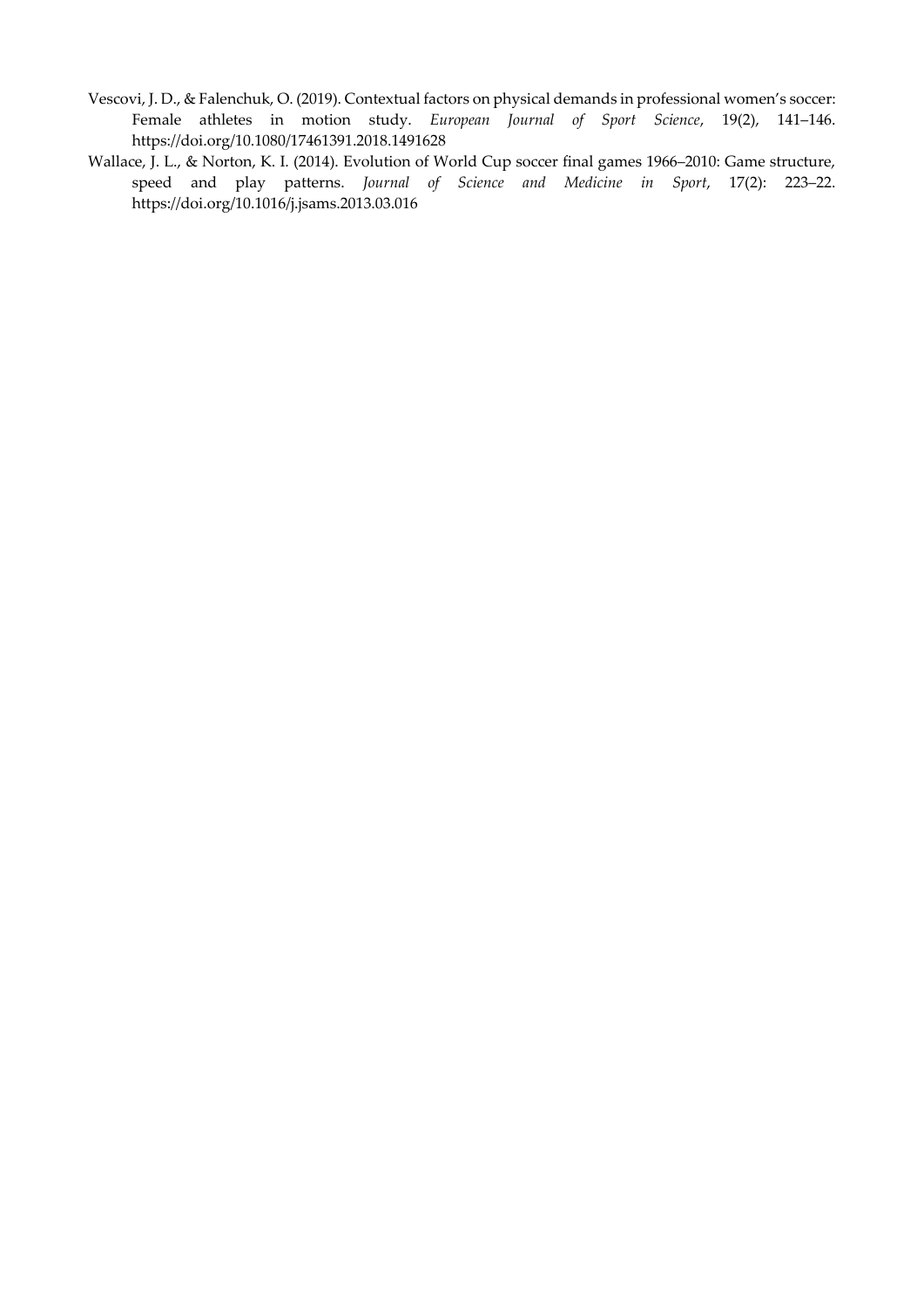Vescovi, J. D., & Falenchuk, O. (2019). Contextual factors on physical demands in professional women's soccer: Female athletes in motion study. *European Journal of Sport Science*, 19(2), 141–146. https://doi.org/10.1080/17461391.2018.1491628

Wallace, J. L., & Norton, K. I. (2014). Evolution of World Cup soccer final games 1966–2010: Game structure, speed and play patterns. *Journal of Science and Medicine in Sport*, 17(2): 223–22. https://doi.org/10.1016/j.jsams.2013.03.016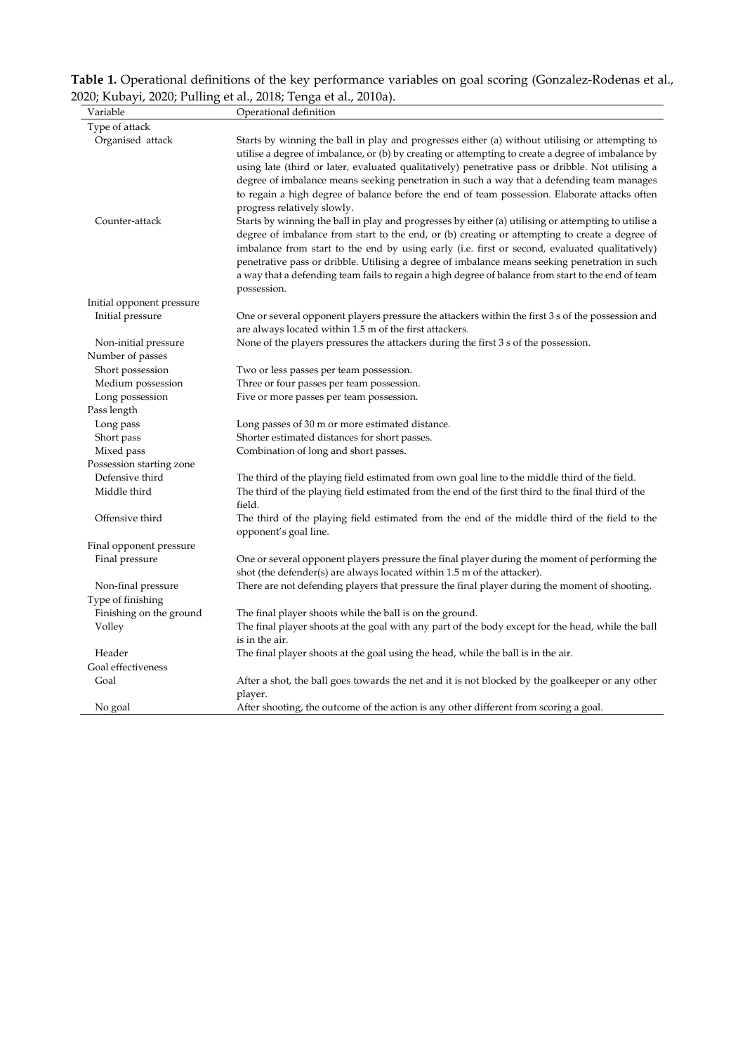**Table 1.** Operational definitions of the key performance variables on goal scoring (Gonzalez-Rodenas et al., 2020; Kubayi, 2020; Pulling et al., 2018; Tenga et al., 2010a).

| Variable | Operational definition |
|---|---|
| Type of attack | |
| Organised attack | Starts by winning the ball in play and progresses either (a) without utilising or attempting to utilise a degree of imbalance, or (b) by creating or attempting to create a degree of imbalance by using late (third or later, evaluated qualitatively) penetrative pass or dribble. Not utilising a degree of imbalance means seeking penetration in such a way that a defending team manages to regain a high degree of balance before the end of team possession. Elaborate attacks often progress relatively slowly. |
| Counter-attack | Starts by winning the ball in play and progresses by either (a) utilising or attempting to utilise a degree of imbalance from start to the end, or (b) creating or attempting to create a degree of imbalance from start to the end by using early (i.e. first or second, evaluated qualitatively) penetrative pass or dribble. Utilising a degree of imbalance means seeking penetration in such a way that a defending team fails to regain a high degree of balance from start to the end of team possession. |
| Initial opponent pressure | |
| Initial pressure | One or several opponent players pressure the attackers within the first 3 s of the possession and are always located within 1.5 m of the first attackers. |
| Non-initial pressure | None of the players pressures the attackers during the first 3 s of the possession. |
| Number of passes | |
| Short possession | Two or less passes per team possession. |
| Medium possession | Three or four passes per team possession. |
| Long possession | Five or more passes per team possession. |
| Pass length | |
| Long pass | Long passes of 30 m or more estimated distance. |
| Short pass | Shorter estimated distances for short passes. |
| Mixed pass | Combination of long and short passes. |
| Possession starting zone | |
| Defensive third | The third of the playing field estimated from own goal line to the middle third of the field. |
| Middle third | The third of the playing field estimated from the end of the first third to the final third of the field. |
| Offensive third | The third of the playing field estimated from the end of the middle third of the field to the opponent's goal line. |
| Final opponent pressure | |
| Final pressure | One or several opponent players pressure the final player during the moment of performing the shot (the defender(s) are always located within 1.5 m of the attacker). |
| Non-final pressure | There are not defending players that pressure the final player during the moment of shooting. |
| Type of finishing | |
| Finishing on the ground | The final player shoots while the ball is on the ground. |
| Volley | The final player shoots at the goal with any part of the body except for the head, while the ball is in the air. |
| Header | The final player shoots at the goal using the head, while the ball is in the air. |
| Goal effectiveness | |
| Goal | After a shot, the ball goes towards the net and it is not blocked by the goalkeeper or any other player. |
| No goal | After shooting, the outcome of the action is any other different from scoring a goal. |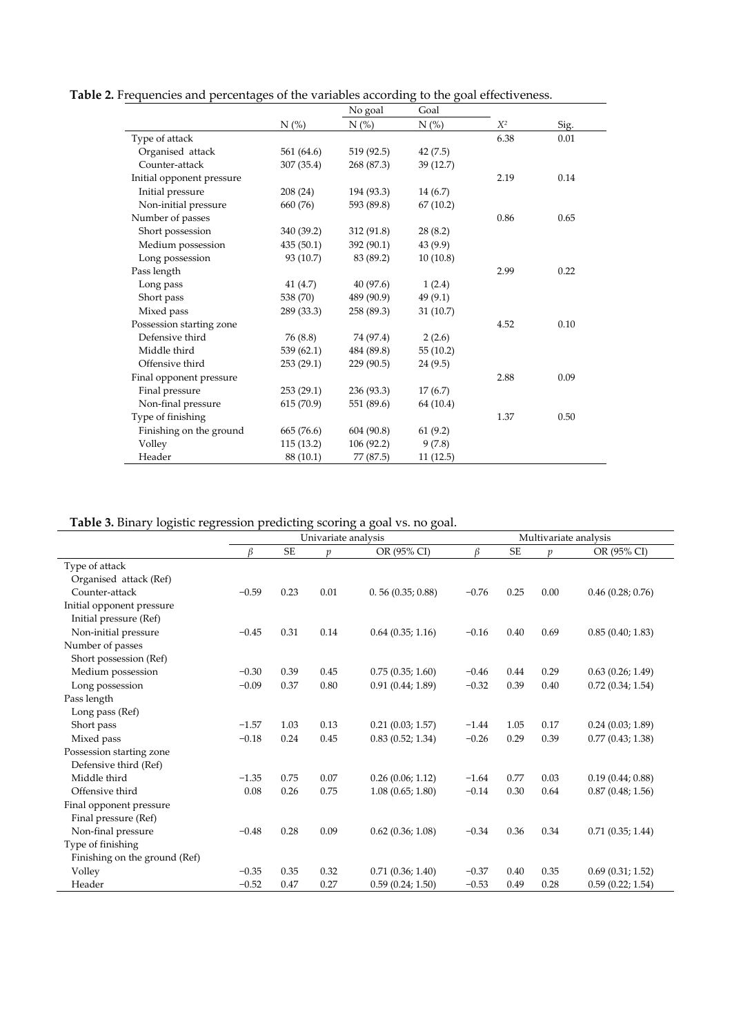**Table 2.** Frequencies and percentages of the variables according to the goal effectiveness.

| | | No goal | Goal | | |
|---|---|---|---|---|---|
| | N (%) | N (%) | N (%) | $X^2$ | Sig. |
| Type of attack | | | | 6.38 | 0.01 |
| Organised attack | 561 (64.6) | 519 (92.5) | 42 (7.5) | | |
| Counter-attack | 307 (35.4) | 268 (87.3) | 39 (12.7) | | |
| Initial opponent pressure | | | | 2.19 | 0.14 |
| Initial pressure | 208 (24) | 194 (93.3) | 14 (6.7) | | |
| Non-initial pressure | 660 (76) | 593 (89.8) | 67 (10.2) | | |
| Number of passes | | | | 0.86 | 0.65 |
| Short possession | 340 (39.2) | 312 (91.8) | 28 (8.2) | | |
| Medium possession | 435 (50.1) | 392 (90.1) | 43 (9.9) | | |
| Long possession | 93 (10.7) | 83 (89.2) | 10 (10.8) | | |
| Pass length | | | | 2.99 | 0.22 |
| Long pass | 41 (4.7) | 40 (97.6) | 1 (2.4) | | |
| Short pass | 538 (70) | 489 (90.9) | 49 (9.1) | | |
| Mixed pass | 289 (33.3) | 258 (89.3) | 31 (10.7) | | |
| Possession starting zone | | | | 4.52 | 0.10 |
| Defensive third | 76 (8.8) | 74 (97.4) | 2 (2.6) | | |
| Middle third | 539 (62.1) | 484 (89.8) | 55 (10.2) | | |
| Offensive third | 253 (29.1) | 229 (90.5) | 24 (9.5) | | |
| Final opponent pressure | | | | 2.88 | 0.09 |
| Final pressure | 253 (29.1) | 236 (93.3) | 17 (6.7) | | |
| Non-final pressure | 615 (70.9) | 551 (89.6) | 64 (10.4) | | |
| Type of finishing | | | | 1.37 | 0.50 |
| Finishing on the ground | 665 (76.6) | 604 (90.8) | 61 (9.2) | | |
| Volley | 115 (13.2) | 106 (92.2) | 9 (7.8) | | |
| Header | 88 (10.1) | 77 (87.5) | 11 (12.5) | | |

**Table 3.** Binary logistic regression predicting scoring a goal vs. no goal.

| | Univariate analysis | | | | Multivariate analysis | | | |
|---|---|---|---|---|---|---|---|---|
| | $\beta$ | SE | $p$ | OR (95% CI) | $\beta$ | SE | $p$ | OR (95% CI) |
| Type of attack | | | | | | | | |
| Organised attack (Ref) | | | | | | | | |
| Counter-attack | −0.59 | 0.23 | 0.01 | 0. 56 (0.35; 0.88) | −0.76 | 0.25 | 0.00 | 0.46 (0.28; 0.76) |
| Initial opponent pressure | | | | | | | | |
| Initial pressure (Ref) | | | | | | | | |
| Non-initial pressure | −0.45 | 0.31 | 0.14 | 0.64 (0.35; 1.16) | −0.16 | 0.40 | 0.69 | 0.85 (0.40; 1.83) |
| Number of passes | | | | | | | | |
| Short possession (Ref) | | | | | | | | |
| Medium possession | −0.30 | 0.39 | 0.45 | 0.75 (0.35; 1.60) | −0.46 | 0.44 | 0.29 | 0.63 (0.26; 1.49) |
| Long possession | −0.09 | 0.37 | 0.80 | 0.91 (0.44; 1.89) | −0.32 | 0.39 | 0.40 | 0.72 (0.34; 1.54) |
| Pass length | | | | | | | | |
| Long pass (Ref) | | | | | | | | |
| Short pass | −1.57 | 1.03 | 0.13 | 0.21 (0.03; 1.57) | −1.44 | 1.05 | 0.17 | 0.24 (0.03; 1.89) |
| Mixed pass | −0.18 | 0.24 | 0.45 | 0.83 (0.52; 1.34) | −0.26 | 0.29 | 0.39 | 0.77 (0.43; 1.38) |
| Possession starting zone | | | | | | | | |
| Defensive third (Ref) | | | | | | | | |
| Middle third | −1.35 | 0.75 | 0.07 | 0.26 (0.06; 1.12) | −1.64 | 0.77 | 0.03 | 0.19 (0.44; 0.88) |
| Offensive third | 0.08 | 0.26 | 0.75 | 1.08 (0.65; 1.80) | −0.14 | 0.30 | 0.64 | 0.87 (0.48; 1.56) |
| Final opponent pressure | | | | | | | | |
| Final pressure (Ref) | | | | | | | | |
| Non-final pressure | −0.48 | 0.28 | 0.09 | 0.62 (0.36; 1.08) | −0.34 | 0.36 | 0.34 | 0.71 (0.35; 1.44) |
| Type of finishing | | | | | | | | |
| Finishing on the ground (Ref) | | | | | | | | |
| Volley | −0.35 | 0.35 | 0.32 | 0.71 (0.36; 1.40) | −0.37 | 0.40 | 0.35 | 0.69 (0.31; 1.52) |
| Header | −0.52 | 0.47 | 0.27 | 0.59 (0.24; 1.50) | −0.53 | 0.49 | 0.28 | 0.59 (0.22; 1.54) |